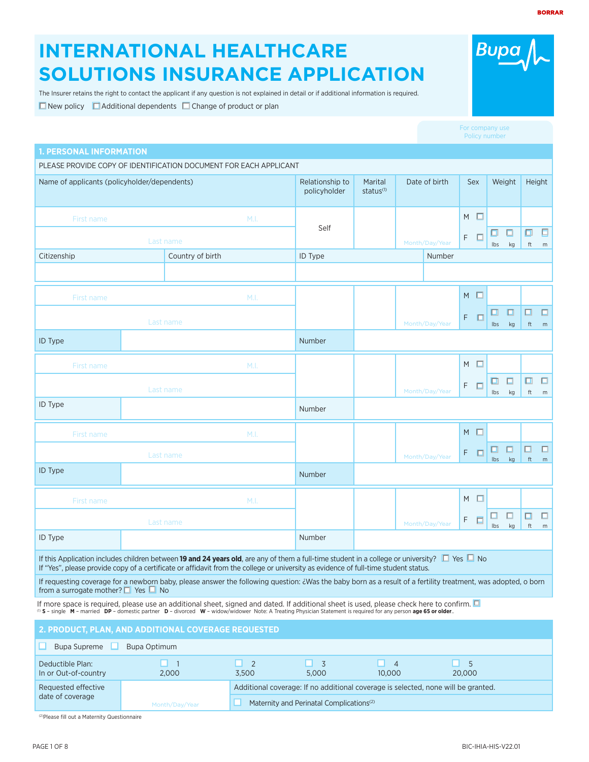BORRAR

# INTERNATIONAL HEALTHCARE SOLUTIONS INSURANCE APPLICATION

Bupa

The Insurer retains the right to contact the applicant if any question is not explained in detail or if additional information is required.

☐ New policy ☐ Additional dependents ☐ Change of product or plan

For company use
Policy number

## 1. PERSONAL INFORMATION

PLEASE PROVIDE COPY OF IDENTIFICATION DOCUMENT FOR EACH APPLICANT

| Name of applicants (policyholder/dependents) | Relationship to policyholder | Marital status[1] | Date of birth | Sex | Weight | Height |
|---|---|---|---|---|---|---|
| First name M.I. / Last name | Self | | Month/Day/Year | M ☐ F ☐ | ☐ lbs ☐ kg | ☐ ft ☐ m |

| Citizenship | Country of birth | ID Type | Number |
|---|---|---|---|
| | | | |

| Name of applicants (policyholder/dependents) | Relationship to policyholder | Marital status[1] | Date of birth | Sex | Weight | Height |
|---|---|---|---|---|---|---|
| First name M.I. / Last name | | | Month/Day/Year | M ☐ F ☐ | ☐ lbs ☐ kg | ☐ ft ☐ m |
| ID Type | | Number | | | | |
| First name M.I. / Last name | | | Month/Day/Year | M ☐ F ☐ | ☐ lbs ☐ kg | ☐ ft ☐ m |
| ID Type | | Number | | | | |
| First name M.I. / Last name | | | Month/Day/Year | M ☐ F ☐ | ☐ lbs ☐ kg | ☐ ft ☐ m |
| ID Type | | Number | | | | |
| First name M.I. / Last name | | | Month/Day/Year | M ☐ F ☐ | ☐ lbs ☐ kg | ☐ ft ☐ m |
| ID Type | | Number | | | | |

If this Application includes children between **19 and 24 years old**, are any of them a full-time student in a college or university? ☐ Yes ☐ No
If "Yes", please provide copy of a certificate or affidavit from the college or university as evidence of full-time student status.

If requesting coverage for a newborn baby, please answer the following question: ¿Was the baby born as a result of a fertility treatment, was adopted, o born from a surrogate mother? ☐ Yes ☐ No

If more space is required, please use an additional sheet, signed and dated. If additional sheet is used, please check here to confirm. ☐

[1] **S** – single **M** – married **DP** – domestic partner **D** – divorced **W** – widow/widower Note: A Treating Physician Statement is required for any person **age 65 or older**..

## 2. PRODUCT, PLAN, AND ADDITIONAL COVERAGE REQUESTED

☐ Bupa Supreme ☐ Bupa Optimum

| Deductible Plan: In or Out-of-country | ☐ 1 2,000 | ☐ 2 3,500 | ☐ 3 5,000 | ☐ 4 10,000 | ☐ 5 20,000 |
|---|---|---|---|---|---|

| Requested effective date of coverage | Additional coverage: If no additional coverage is selected, none will be granted. |
|---|---|
| Month/Day/Year | ☐ Maternity and Perinatal Complications[2] |

[2] Please fill out a Maternity Questionnaire

BIC-IHIA-HIS-V22.01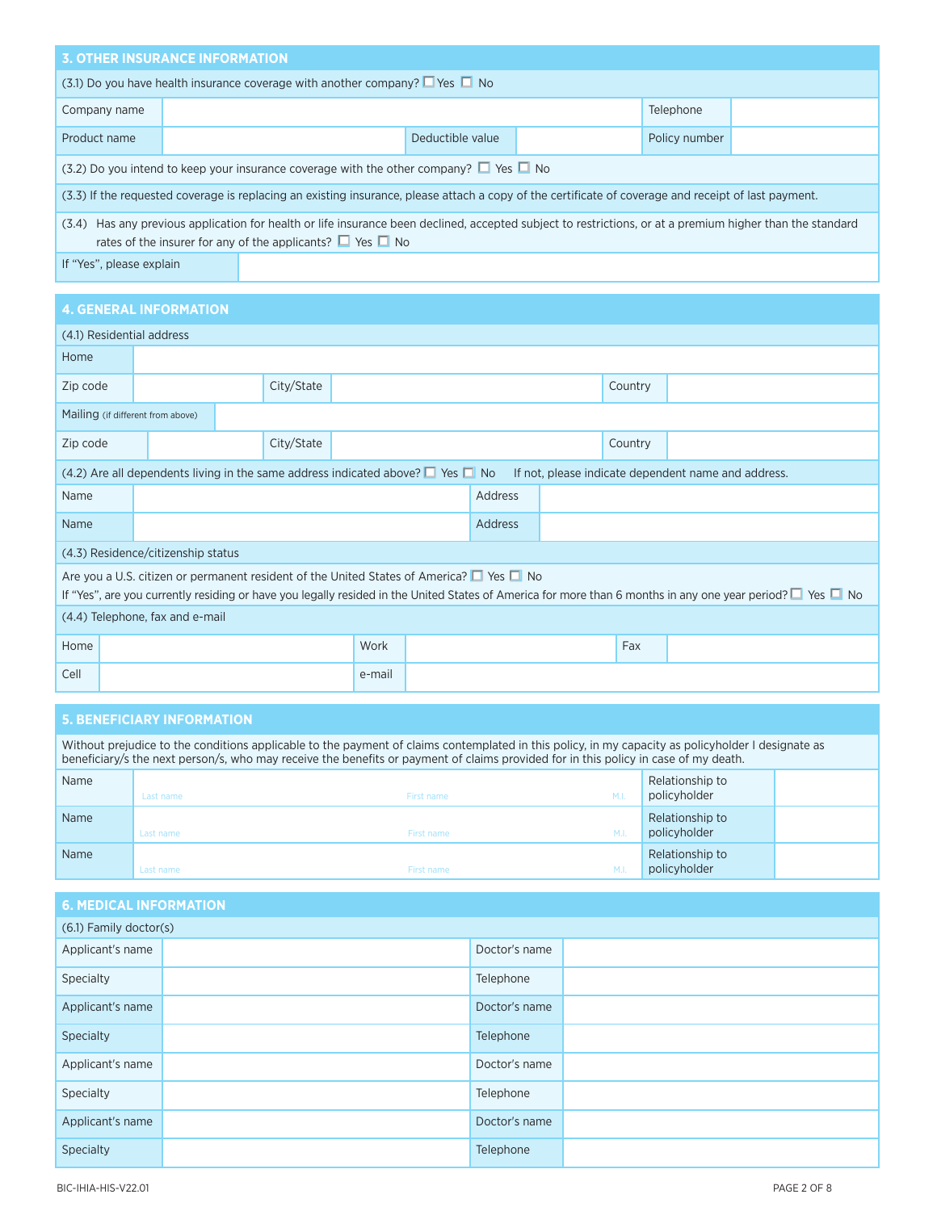## 3. OTHER INSURANCE INFORMATION

(3.1) Do you have health insurance coverage with another company? ☐ Yes ☐ No

| Company name | | | | Telephone | |
|---|---|---|---|---|---|
| Product name | | Deductible value | | Policy number | |

(3.2) Do you intend to keep your insurance coverage with the other company? ☐ Yes ☐ No

(3.3) If the requested coverage is replacing an existing insurance, please attach a copy of the certificate of coverage and receipt of last payment.

(3.4) Has any previous application for health or life insurance been declined, accepted subject to restrictions, or at a premium higher than the standard rates of the insurer for any of the applicants? ☐ Yes ☐ No

| If "Yes", please explain | |
|---|---|

## 4. GENERAL INFORMATION

(4.1) Residential address

| Home | | | | | |
|---|---|---|---|---|---|
| Zip code | | City/State | | Country | |
| Mailing (if different from above) | | | | | |
| Zip code | | City/State | | Country | |

(4.2) Are all dependents living in the same address indicated above? ☐ Yes ☐ No If not, please indicate dependent name and address.

| Name | | Address | |
|---|---|---|---|
| Name | | Address | |

(4.3) Residence/citizenship status

Are you a U.S. citizen or permanent resident of the United States of America? ☐ Yes ☐ No

If "Yes", are you currently residing or have you legally resided in the United States of America for more than 6 months in any one year period? ☐ Yes ☐ No

(4.4) Telephone, fax and e-mail

| Home | | Work | | Fax | |
|---|---|---|---|---|---|
| Cell | | e-mail | | | |

## 5. BENEFICIARY INFORMATION

Without prejudice to the conditions applicable to the payment of claims contemplated in this policy, in my capacity as policyholder I designate as beneficiary/s the next person/s, who may receive the benefits or payment of claims provided for in this policy in case of my death.

| Name | Last name | First name | M.I. | Relationship to policyholder | |
|---|---|---|---|---|---|
| Name | Last name | First name | M.I. | Relationship to policyholder | |
| Name | Last name | First name | M.I. | Relationship to policyholder | |

## 6. MEDICAL INFORMATION

(6.1) Family doctor(s)

| Applicant's name | | Doctor's name | |
|---|---|---|---|
| Specialty | | Telephone | |
| Applicant's name | | Doctor's name | |
| Specialty | | Telephone | |
| Applicant's name | | Doctor's name | |
| Specialty | | Telephone | |
| Applicant's name | | Doctor's name | |
| Specialty | | Telephone | |

BIC-IHIA-HIS-V22.01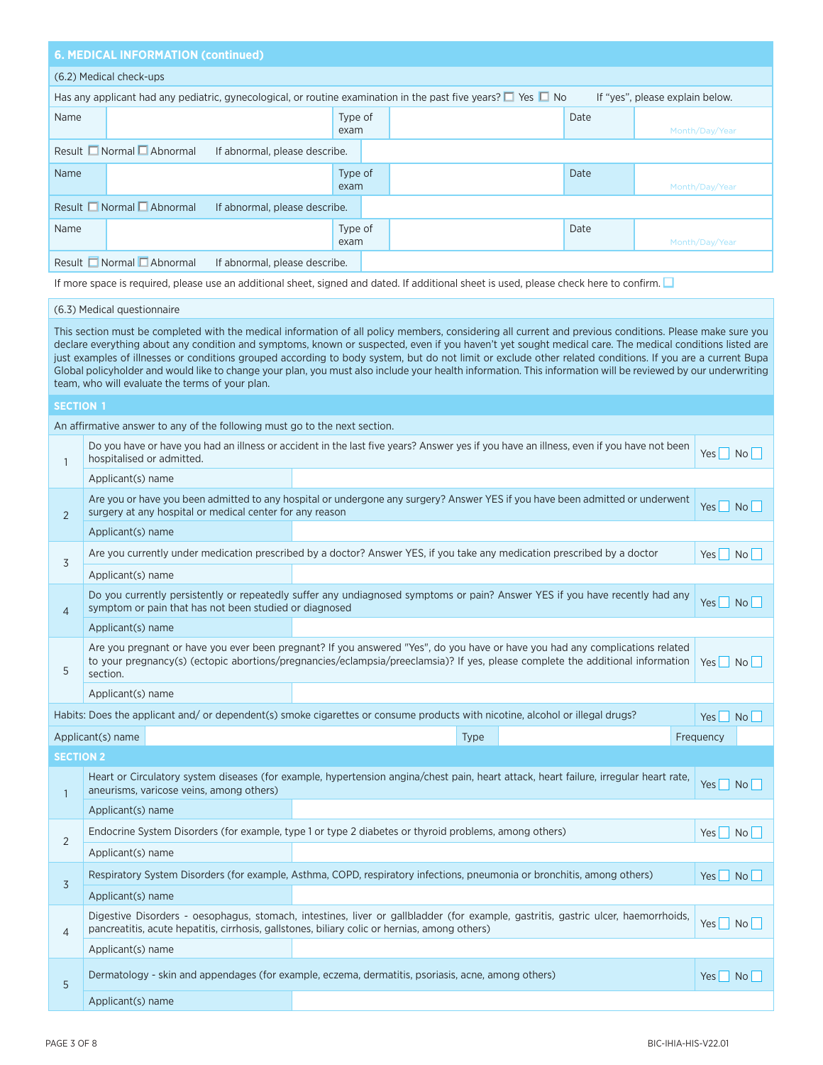## 6. MEDICAL INFORMATION (continued)

### (6.2) Medical check-ups

Has any applicant had any pediatric, gynecological, or routine examination in the past five years? ☐ Yes ☐ No If "yes", please explain below.

| Name | | Type of exam | | Date | Month/Day/Year |
|---|---|---|---|---|---|
| Result ☐ Normal ☐ Abnormal | If abnormal, please describe. | | | | |
| Name | | Type of exam | | Date | Month/Day/Year |
| Result ☐ Normal ☐ Abnormal | If abnormal, please describe. | | | | |
| Name | | Type of exam | | Date | Month/Day/Year |
| Result ☐ Normal ☐ Abnormal | If abnormal, please describe. | | | | |

If more space is required, please use an additional sheet, signed and dated. If additional sheet is used, please check here to confirm. ☐

### (6.3) Medical questionnaire

This section must be completed with the medical information of all policy members, considering all current and previous conditions. Please make sure you declare everything about any condition and symptoms, known or suspected, even if you haven't yet sought medical care. The medical conditions listed are just examples of illnesses or conditions grouped according to body system, but do not limit or exclude other related conditions. If you are a current Bupa Global policyholder and would like to change your plan, you must also include your health information. This information will be reviewed by our underwriting team, who will evaluate the terms of your plan.

### SECTION 1

An affirmative answer to any of the following must go to the next section.

| # | Question | Answer |
|---|---|---|
| 1 | Do you have or have you had an illness or accident in the last five years? Answer yes if you have an illness, even if you have not been hospitalised or admitted. | Yes ☐ No ☐ |
| | Applicant(s) name | |
| 2 | Are you or have you been admitted to any hospital or undergone any surgery? Answer YES if you have been admitted or underwent surgery at any hospital or medical center for any reason | Yes ☐ No ☐ |
| | Applicant(s) name | |
| 3 | Are you currently under medication prescribed by a doctor? Answer YES, if you take any medication prescribed by a doctor | Yes ☐ No ☐ |
| | Applicant(s) name | |
| 4 | Do you currently persistently or repeatedly suffer any undiagnosed symptoms or pain? Answer YES if you have recently had any symptom or pain that has not been studied or diagnosed | Yes ☐ No ☐ |
| | Applicant(s) name | |
| 5 | Are you pregnant or have you ever been pregnant? If you answered "Yes", do you have or have you had any complications related to your pregnancy(s) (ectopic abortions/pregnancies/eclampsia/preeclamsia)? If yes, please complete the additional information section. | Yes ☐ No ☐ |
| | Applicant(s) name | |

Habits: Does the applicant and/ or dependent(s) smoke cigarettes or consume products with nicotine, alcohol or illegal drugs? Yes ☐ No ☐

| Applicant(s) name | | Type | | Frequency | |
|---|---|---|---|---|---|

### SECTION 2

| # | Question | Answer |
|---|---|---|
| 1 | Heart or Circulatory system diseases (for example, hypertension angina/chest pain, heart attack, heart failure, irregular heart rate, aneurisms, varicose veins, among others) | Yes ☐ No ☐ |
| | Applicant(s) name | |
| 2 | Endocrine System Disorders (for example, type 1 or type 2 diabetes or thyroid problems, among others) | Yes ☐ No ☐ |
| | Applicant(s) name | |
| 3 | Respiratory System Disorders (for example, Asthma, COPD, respiratory infections, pneumonia or bronchitis, among others) | Yes ☐ No ☐ |
| | Applicant(s) name | |
| 4 | Digestive Disorders - oesophagus, stomach, intestines, liver or gallbladder (for example, gastritis, gastric ulcer, haemorrhoids, pancreatitis, acute hepatitis, cirrhosis, gallstones, biliary colic or hernias, among others) | Yes ☐ No ☐ |
| | Applicant(s) name | |
| 5 | Dermatology - skin and appendages (for example, eczema, dermatitis, psoriasis, acne, among others) | Yes ☐ No ☐ |
| | Applicant(s) name | |

BIC-IHIA-HIS-V22.01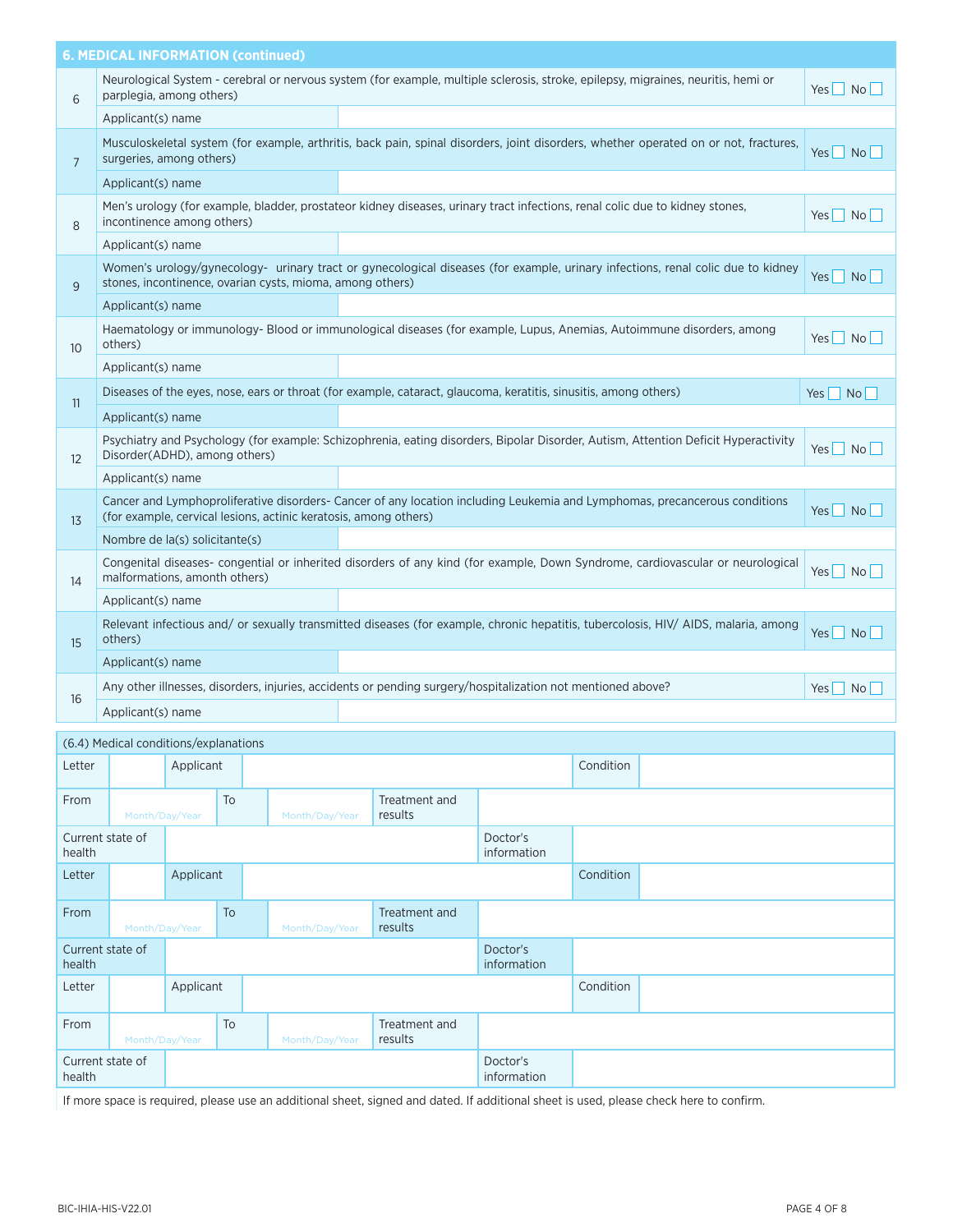## 6. MEDICAL INFORMATION (continued)

| # | Question | Answer |
|---|---|---|
| 6 | Neurological System - cerebral or nervous system (for example, multiple sclerosis, stroke, epilepsy, migraines, neuritis, hemi or parplegia, among others) | Yes ☐ No ☐ |
| | Applicant(s) name | |
| 7 | Musculoskeletal system (for example, arthritis, back pain, spinal disorders, joint disorders, whether operated on or not, fractures, surgeries, among others) | Yes ☐ No ☐ |
| | Applicant(s) name | |
| 8 | Men's urology (for example, bladder, prostateor kidney diseases, urinary tract infections, renal colic due to kidney stones, incontinence among others) | Yes ☐ No ☐ |
| | Applicant(s) name | |
| 9 | Women's urology/gynecology- urinary tract or gynecological diseases (for example, urinary infections, renal colic due to kidney stones, incontinence, ovarian cysts, mioma, among others) | Yes ☐ No ☐ |
| | Applicant(s) name | |
| 10 | Haematology or immunology- Blood or immunological diseases (for example, Lupus, Anemias, Autoimmune disorders, among others) | Yes ☐ No ☐ |
| | Applicant(s) name | |
| 11 | Diseases of the eyes, nose, ears or throat (for example, cataract, glaucoma, keratitis, sinusitis, among others) | Yes ☐ No ☐ |
| | Applicant(s) name | |
| 12 | Psychiatry and Psychology (for example: Schizophrenia, eating disorders, Bipolar Disorder, Autism, Attention Deficit Hyperactivity Disorder(ADHD), among others) | Yes ☐ No ☐ |
| | Applicant(s) name | |
| 13 | Cancer and Lymphoproliferative disorders- Cancer of any location including Leukemia and Lymphomas, precancerous conditions (for example, cervical lesions, actinic keratosis, among others) | Yes ☐ No ☐ |
| | Nombre de la(s) solicitante(s) | |
| 14 | Congenital diseases- congential or inherited disorders of any kind (for example, Down Syndrome, cardiovascular or neurological malformations, amonth others) | Yes ☐ No ☐ |
| | Applicant(s) name | |
| 15 | Relevant infectious and/ or sexually transmitted diseases (for example, chronic hepatitis, tubercolosis, HIV/ AIDS, malaria, among others) | Yes ☐ No ☐ |
| | Applicant(s) name | |
| 16 | Any other illnesses, disorders, injuries, accidents or pending surgery/hospitalization not mentioned above? | Yes ☐ No ☐ |
| | Applicant(s) name | |

### (6.4) Medical conditions/explanations

| Letter | | Applicant | | Condition | |
|---|---|---|---|---|---|
| From | Month/Day/Year | To | Month/Day/Year | Treatment and results | |
| Current state of health | | | | Doctor's information | |
| Letter | | Applicant | | Condition | |
| From | Month/Day/Year | To | Month/Day/Year | Treatment and results | |
| Current state of health | | | | Doctor's information | |
| Letter | | Applicant | | Condition | |
| From | Month/Day/Year | To | Month/Day/Year | Treatment and results | |
| Current state of health | | | | Doctor's information | |

If more space is required, please use an additional sheet, signed and dated. If additional sheet is used, please check here to confirm.

BIC-IHIA-HIS-V22.01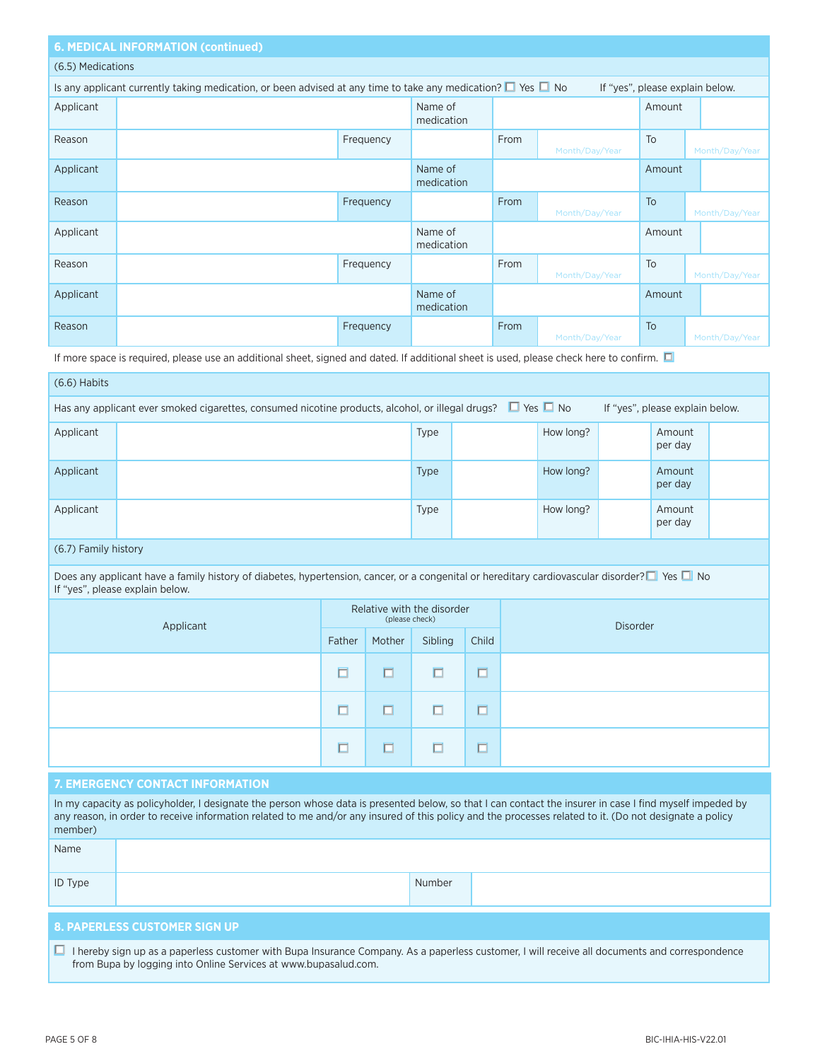## 6. MEDICAL INFORMATION (continued)

### (6.5) Medications

Is any applicant currently taking medication, or been advised at any time to take any medication? ☐ Yes ☐ No     If "yes", please explain below.

| Applicant | | Name of medication | | Amount | |
|---|---|---|---|---|---|
| Reason | | Frequency | | From | Month/Day/Year | To | Month/Day/Year |
| Applicant | | Name of medication | | Amount | |
| Reason | | Frequency | | From | Month/Day/Year | To | Month/Day/Year |
| Applicant | | Name of medication | | Amount | |
| Reason | | Frequency | | From | Month/Day/Year | To | Month/Day/Year |
| Applicant | | Name of medication | | Amount | |
| Reason | | Frequency | | From | Month/Day/Year | To | Month/Day/Year |

If more space is required, please use an additional sheet, signed and dated. If additional sheet is used, please check here to confirm. ☐

### (6.6) Habits

Has any applicant ever smoked cigarettes, consumed nicotine products, alcohol, or illegal drugs? ☐ Yes ☐ No     If "yes", please explain below.

| Applicant | | Type | | How long? | | Amount per day | |
|---|---|---|---|---|---|---|---|
| Applicant | | Type | | How long? | | Amount per day | |
| Applicant | | Type | | How long? | | Amount per day | |
| Applicant | | Type | | How long? | | Amount per day | |

### (6.7) Family history

Does any applicant have a family history of diabetes, hypertension, cancer, or a congenital or hereditary cardiovascular disorder? ☐ Yes ☐ No
If "yes", please explain below.

| Applicant | Relative with the disorder (please check) | | | | Disorder |
|---|---|---|---|---|---|
| | Father | Mother | Sibling | Child | |
| | ☐ | ☐ | ☐ | ☐ | |
| | ☐ | ☐ | ☐ | ☐ | |
| | ☐ | ☐ | ☐ | ☐ | |

## 7. EMERGENCY CONTACT INFORMATION

In my capacity as policyholder, I designate the person whose data is presented below, so that I can contact the insurer in case I find myself impeded by any reason, in order to receive information related to me and/or any insured of this policy and the processes related to it. (Do not designate a policy member)

| Name | | | |
|---|---|---|---|
| ID Type | | Number | |

## 8. PAPERLESS CUSTOMER SIGN UP

☐ I hereby sign up as a paperless customer with Bupa Insurance Company. As a paperless customer, I will receive all documents and correspondence from Bupa by logging into Online Services at www.bupasalud.com.

BIC-IHIA-HIS-V22.01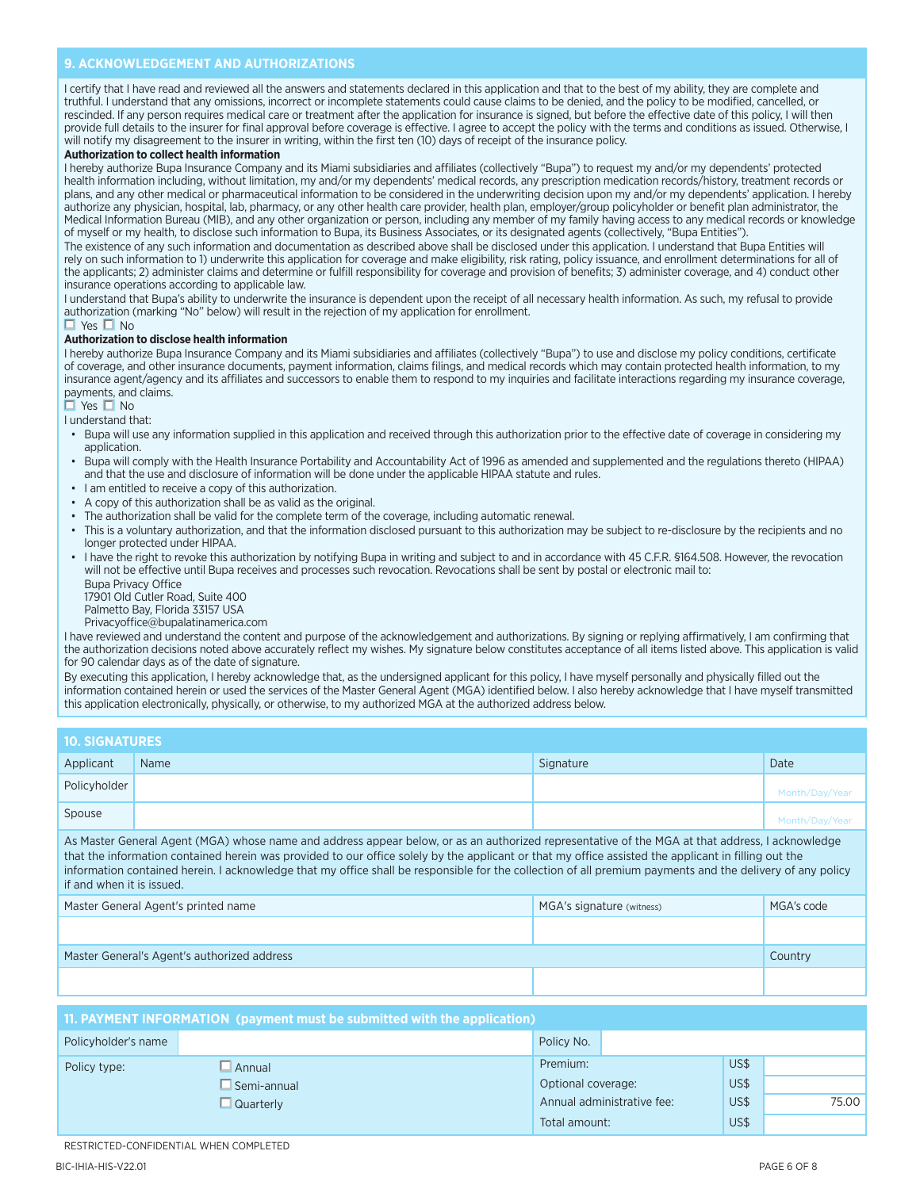## 9. ACKNOWLEDGEMENT AND AUTHORIZATIONS

I certify that I have read and reviewed all the answers and statements declared in this application and that to the best of my ability, they are complete and truthful. I understand that any omissions, incorrect or incomplete statements could cause claims to be denied, and the policy to be modified, cancelled, or rescinded. If any person requires medical care or treatment after the application for insurance is signed, but before the effective date of this policy, I will then provide full details to the insurer for final approval before coverage is effective. I agree to accept the policy with the terms and conditions as issued. Otherwise, I will notify my disagreement to the insurer in writing, within the first ten (10) days of receipt of the insurance policy.

**Authorization to collect health information**

I hereby authorize Bupa Insurance Company and its Miami subsidiaries and affiliates (collectively "Bupa") to request my and/or my dependents' protected health information including, without limitation, my and/or my dependents' medical records, any prescription medication records/history, treatment records or plans, and any other medical or pharmaceutical information to be considered in the underwriting decision upon my and/or my dependents' application. I hereby authorize any physician, hospital, lab, pharmacy, or any other health care provider, health plan, employer/group policyholder or benefit plan administrator, the Medical Information Bureau (MIB), and any other organization or person, including any member of my family having access to any medical records or knowledge of myself or my health, to disclose such information to Bupa, its Business Associates, or its designated agents (collectively, "Bupa Entities").

The existence of any such information and documentation as described above shall be disclosed under this application. I understand that Bupa Entities will rely on such information to 1) underwrite this application for coverage and make eligibility, risk rating, policy issuance, and enrollment determinations for all of the applicants; 2) administer claims and determine or fulfill responsibility for coverage and provision of benefits; 3) administer coverage, and 4) conduct other insurance operations according to applicable law.

I understand that Bupa's ability to underwrite the insurance is dependent upon the receipt of all necessary health information. As such, my refusal to provide authorization (marking "No" below) will result in the rejection of my application for enrollment.

☐ Yes ☐ No

**Authorization to disclose health information**

I hereby authorize Bupa Insurance Company and its Miami subsidiaries and affiliates (collectively "Bupa") to use and disclose my policy conditions, certificate of coverage, and other insurance documents, payment information, claims filings, and medical records which may contain protected health information, to my insurance agent/agency and its affiliates and successors to enable them to respond to my inquiries and facilitate interactions regarding my insurance coverage, payments, and claims.

☐ Yes ☐ No

I understand that:

- Bupa will use any information supplied in this application and received through this authorization prior to the effective date of coverage in considering my application.
- Bupa will comply with the Health Insurance Portability and Accountability Act of 1996 as amended and supplemented and the regulations thereto (HIPAA) and that the use and disclosure of information will be done under the applicable HIPAA statute and rules.
- I am entitled to receive a copy of this authorization.
- A copy of this authorization shall be as valid as the original.
- The authorization shall be valid for the complete term of the coverage, including automatic renewal.
- This is a voluntary authorization, and that the information disclosed pursuant to this authorization may be subject to re-disclosure by the recipients and no longer protected under HIPAA.
- I have the right to revoke this authorization by notifying Bupa in writing and subject to and in accordance with 45 C.F.R. §164.508. However, the revocation will not be effective until Bupa receives and processes such revocation. Revocations shall be sent by postal or electronic mail to:
  Bupa Privacy Office
  17901 Old Cutler Road, Suite 400
  Palmetto Bay, Florida 33157 USA
  Privacyoffice@bupalatinamerica.com

I have reviewed and understand the content and purpose of the acknowledgement and authorizations. By signing or replying affirmatively, I am confirming that the authorization decisions noted above accurately reflect my wishes. My signature below constitutes acceptance of all items listed above. This application is valid for 90 calendar days as of the date of signature.

By executing this application, I hereby acknowledge that, as the undersigned applicant for this policy, I have myself personally and physically filled out the information contained herein or used the services of the Master General Agent (MGA) identified below. I also hereby acknowledge that I have myself transmitted this application electronically, physically, or otherwise, to my authorized MGA at the authorized address below.

## 10. SIGNATURES

| Applicant | Name | Signature | Date |
|---|---|---|---|
| Policyholder | | | Month/Day/Year |
| Spouse | | | Month/Day/Year |

As Master General Agent (MGA) whose name and address appear below, or as an authorized representative of the MGA at that address, I acknowledge that the information contained herein was provided to our office solely by the applicant or that my office assisted the applicant in filling out the information contained herein. I acknowledge that my office shall be responsible for the collection of all premium payments and the delivery of any policy if and when it is issued.

| Master General Agent's printed name | MGA's signature (witness) | MGA's code |
|---|---|---|
| | | |

| Master General's Agent's authorized address | | Country |
|---|---|---|
| | | |

## 11. PAYMENT INFORMATION (payment must be submitted with the application)

| Policyholder's name | | Policy No. | |
|---|---|---|---|

| Policy type: | | | |
|---|---|---|---|
| ☐ Annual | Premium: | US$ | |
| ☐ Semi-annual | Optional coverage: | US$ | |
| ☐ Quarterly | Annual administrative fee: | US$ | 75.00 |
| | Total amount: | US$ | |

RESTRICTED-CONFIDENTIAL WHEN COMPLETED

BIC-IHIA-HIS-V22.01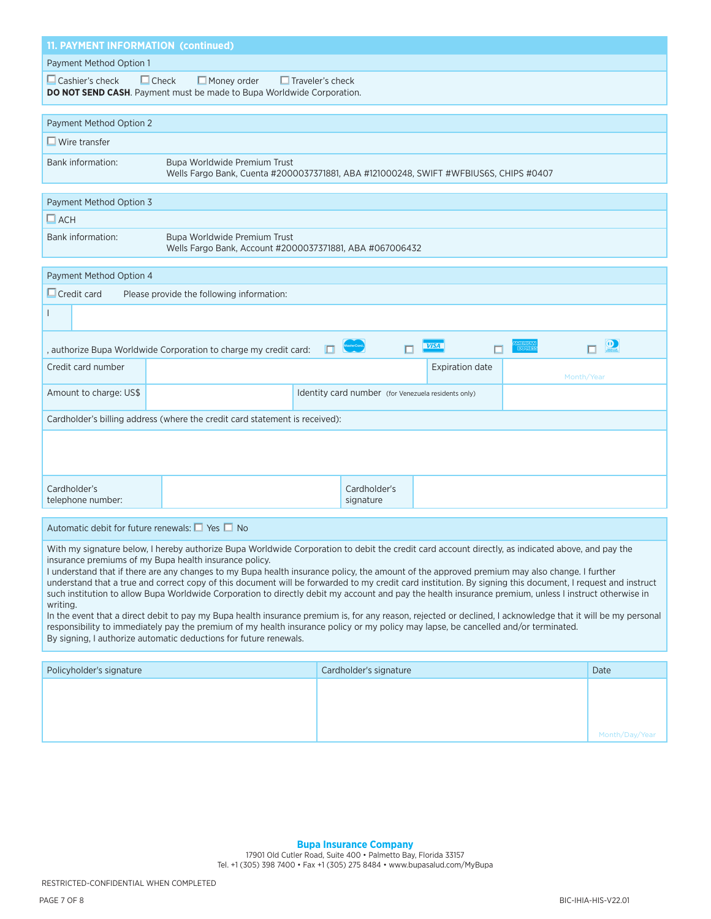## 11. PAYMENT INFORMATION (continued)

### Payment Method Option 1

☐ Cashier's check ☐ Check ☐ Money order ☐ Traveler's check

**DO NOT SEND CASH**. Payment must be made to Bupa Worldwide Corporation.

### Payment Method Option 2

☐ Wire transfer

| Bank information: | Bupa Worldwide Premium Trust<br>Wells Fargo Bank, Cuenta #2000037371881, ABA #121000248, SWIFT #WFBIUS6S, CHIPS #0407 |
|---|---|

### Payment Method Option 3

☐ ACH

| Bank information: | Bupa Worldwide Premium Trust<br>Wells Fargo Bank, Account #2000037371881, ABA #067006432 |
|---|---|

### Payment Method Option 4

☐ Credit card Please provide the following information:

I ______________________________

, authorize Bupa Worldwide Corporation to charge my credit card: ☐ MasterCard ☐ VISA ☐ American Express ☐ Diners Club

| Credit card number | | Expiration date | Month/Year |
|---|---|---|---|
| Amount to charge: US$ | | Identity card number (for Venezuela residents only) | |

Cardholder's billing address (where the credit card statement is received):

| Cardholder's telephone number: | | Cardholder's signature | |
|---|---|---|---|

Automatic debit for future renewals: ☐ Yes ☐ No

With my signature below, I hereby authorize Bupa Worldwide Corporation to debit the credit card account directly, as indicated above, and pay the insurance premiums of my Bupa health insurance policy.
I understand that if there are any changes to my Bupa health insurance policy, the amount of the approved premium may also change. I further understand that a true and correct copy of this document will be forwarded to my credit card institution. By signing this document, I request and instruct such institution to allow Bupa Worldwide Corporation to directly debit my account and pay the health insurance premium, unless I instruct otherwise in writing.
In the event that a direct debit to pay my Bupa health insurance premium is, for any reason, rejected or declined, I acknowledge that it will be my personal responsibility to immediately pay the premium of my health insurance policy or my policy may lapse, be cancelled and/or terminated.
By signing, I authorize automatic deductions for future renewals.

| Policyholder's signature | Cardholder's signature | Date |
|---|---|---|
| | | Month/Day/Year |

**Bupa Insurance Company**
17901 Old Cutler Road, Suite 400 • Palmetto Bay, Florida 33157
Tel. +1 (305) 398 7400 • Fax +1 (305) 275 8484 • www.bupasalud.com/MyBupa

RESTRICTED-CONFIDENTIAL WHEN COMPLETED

BIC-IHIA-HIS-V22.01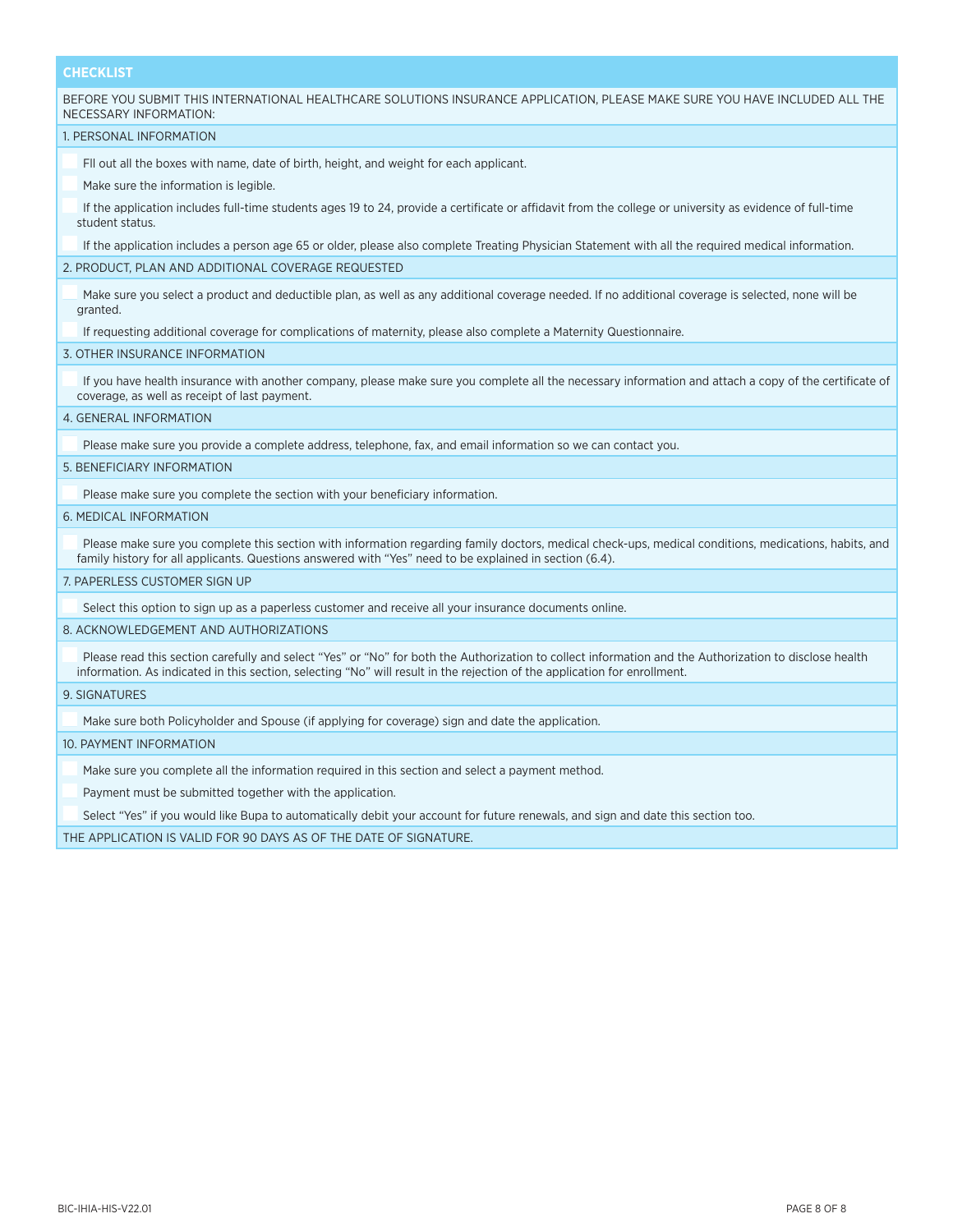## CHECKLIST

BEFORE YOU SUBMIT THIS INTERNATIONAL HEALTHCARE SOLUTIONS INSURANCE APPLICATION, PLEASE MAKE SURE YOU HAVE INCLUDED ALL THE NECESSARY INFORMATION:

### 1. PERSONAL INFORMATION

- [ ] FIl out all the boxes with name, date of birth, height, and weight for each applicant.
- [ ] Make sure the information is legible.
- [ ] If the application includes full-time students ages 19 to 24, provide a certificate or affidavit from the college or university as evidence of full-time student status.
- [ ] If the application includes a person age 65 or older, please also complete Treating Physician Statement with all the required medical information.

### 2. PRODUCT, PLAN AND ADDITIONAL COVERAGE REQUESTED

- [ ] Make sure you select a product and deductible plan, as well as any additional coverage needed. If no additional coverage is selected, none will be granted.
- [ ] If requesting additional coverage for complications of maternity, please also complete a Maternity Questionnaire.

### 3. OTHER INSURANCE INFORMATION

- [ ] If you have health insurance with another company, please make sure you complete all the necessary information and attach a copy of the certificate of coverage, as well as receipt of last payment.

### 4. GENERAL INFORMATION

- [ ] Please make sure you provide a complete address, telephone, fax, and email information so we can contact you.

### 5. BENEFICIARY INFORMATION

- [ ] Please make sure you complete the section with your beneficiary information.

### 6. MEDICAL INFORMATION

- [ ] Please make sure you complete this section with information regarding family doctors, medical check-ups, medical conditions, medications, habits, and family history for all applicants. Questions answered with "Yes" need to be explained in section (6.4).

### 7. PAPERLESS CUSTOMER SIGN UP

- [ ] Select this option to sign up as a paperless customer and receive all your insurance documents online.

### 8. ACKNOWLEDGEMENT AND AUTHORIZATIONS

- [ ] Please read this section carefully and select "Yes" or "No" for both the Authorization to collect information and the Authorization to disclose health information. As indicated in this section, selecting "No" will result in the rejection of the application for enrollment.

### 9. SIGNATURES

- [ ] Make sure both Policyholder and Spouse (if applying for coverage) sign and date the application.

### 10. PAYMENT INFORMATION

- [ ] Make sure you complete all the information required in this section and select a payment method.
- [ ] Payment must be submitted together with the application.
- [ ] Select "Yes" if you would like Bupa to automatically debit your account for future renewals, and sign and date this section too.

THE APPLICATION IS VALID FOR 90 DAYS AS OF THE DATE OF SIGNATURE.

BIC-IHIA-HIS-V22.01